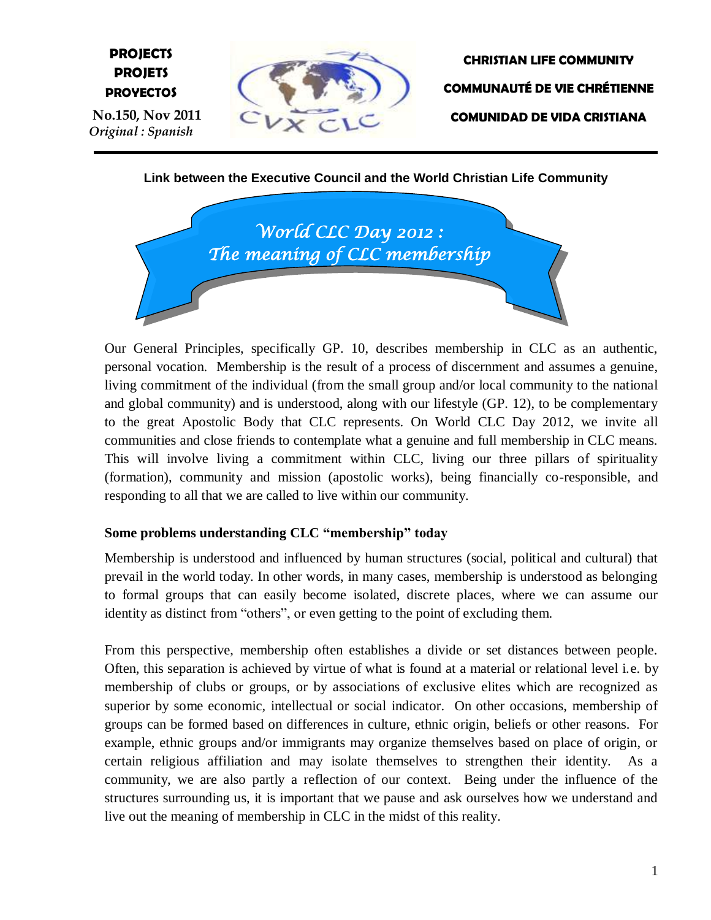**PROJECTS**
**PROJETS**
**PROYECTOS**

**No.150, Nov 2011**
*Original : Spanish*

**CHRISTIAN LIFE COMMUNITY**
**COMMUNAUTÉ DE VIE CHRÉTIENNE**
**COMUNIDAD DE VIDA CRISTIANA**

**Link between the Executive Council and the World Christian Life Community**

# *World CLC Day 2012 : The meaning of CLC membership*

Our General Principles, specifically GP. 10, describes membership in CLC as an authentic, personal vocation. Membership is the result of a process of discernment and assumes a genuine, living commitment of the individual (from the small group and/or local community to the national and global community) and is understood, along with our lifestyle (GP. 12), to be complementary to the great Apostolic Body that CLC represents. On World CLC Day 2012, we invite all communities and close friends to contemplate what a genuine and full membership in CLC means. This will involve living a commitment within CLC, living our three pillars of spirituality (formation), community and mission (apostolic works), being financially co-responsible, and responding to all that we are called to live within our community.

## Some problems understanding CLC "membership" today

Membership is understood and influenced by human structures (social, political and cultural) that prevail in the world today. In other words, in many cases, membership is understood as belonging to formal groups that can easily become isolated, discrete places, where we can assume our identity as distinct from "others", or even getting to the point of excluding them.

From this perspective, membership often establishes a divide or set distances between people. Often, this separation is achieved by virtue of what is found at a material or relational level i.e. by membership of clubs or groups, or by associations of exclusive elites which are recognized as superior by some economic, intellectual or social indicator. On other occasions, membership of groups can be formed based on differences in culture, ethnic origin, beliefs or other reasons. For example, ethnic groups and/or immigrants may organize themselves based on place of origin, or certain religious affiliation and may isolate themselves to strengthen their identity. As a community, we are also partly a reflection of our context. Being under the influence of the structures surrounding us, it is important that we pause and ask ourselves how we understand and live out the meaning of membership in CLC in the midst of this reality.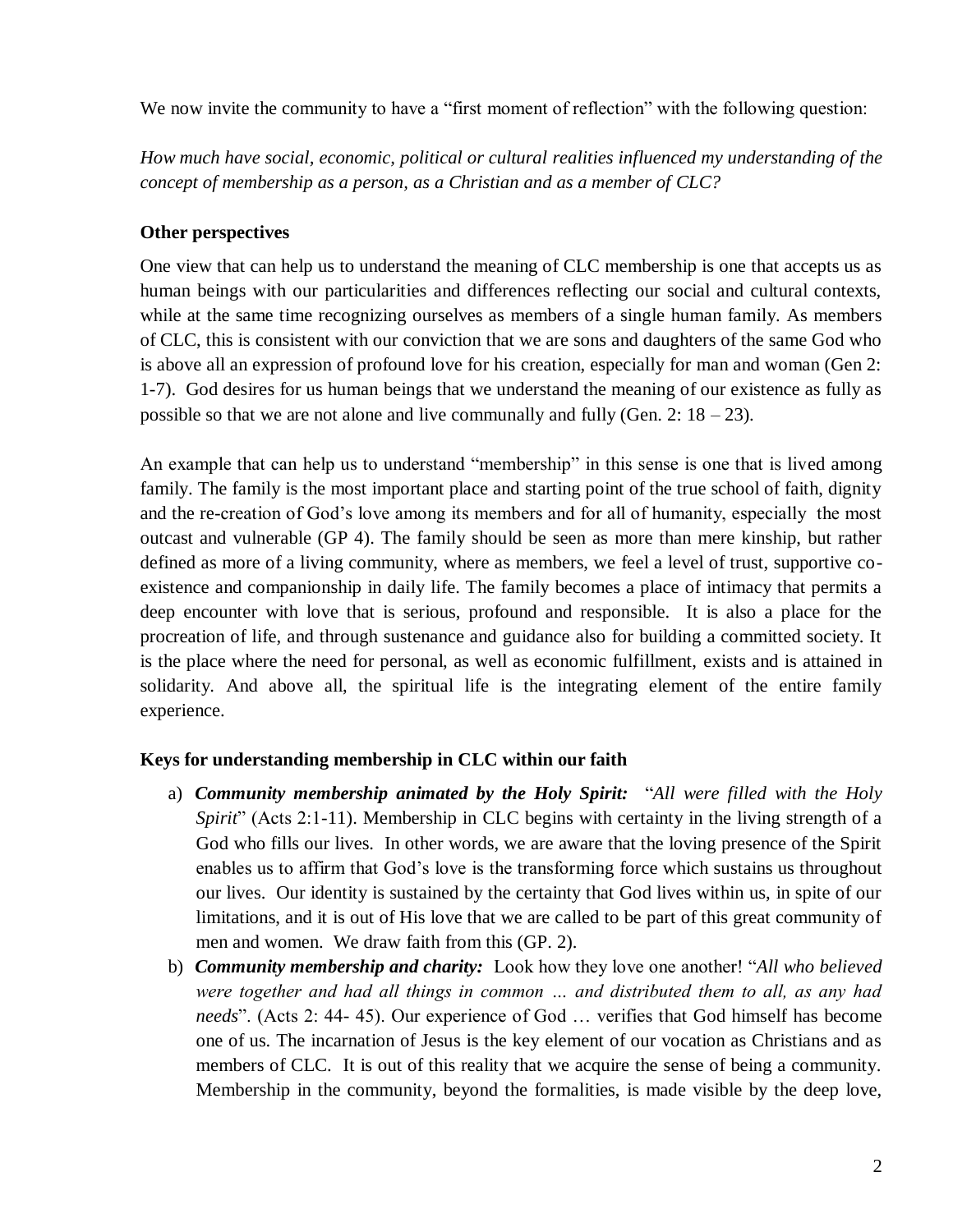We now invite the community to have a "first moment of reflection" with the following question:

*How much have social, economic, political or cultural realities influenced my understanding of the concept of membership as a person, as a Christian and as a member of CLC?*

### Other perspectives

One view that can help us to understand the meaning of CLC membership is one that accepts us as human beings with our particularities and differences reflecting our social and cultural contexts, while at the same time recognizing ourselves as members of a single human family. As members of CLC, this is consistent with our conviction that we are sons and daughters of the same God who is above all an expression of profound love for his creation, especially for man and woman (Gen 2: 1-7). God desires for us human beings that we understand the meaning of our existence as fully as possible so that we are not alone and live communally and fully (Gen. 2: 18 – 23).

An example that can help us to understand "membership" in this sense is one that is lived among family. The family is the most important place and starting point of the true school of faith, dignity and the re-creation of God's love among its members and for all of humanity, especially the most outcast and vulnerable (GP 4). The family should be seen as more than mere kinship, but rather defined as more of a living community, where as members, we feel a level of trust, supportive co-existence and companionship in daily life. The family becomes a place of intimacy that permits a deep encounter with love that is serious, profound and responsible. It is also a place for the procreation of life, and through sustenance and guidance also for building a committed society. It is the place where the need for personal, as well as economic fulfillment, exists and is attained in solidarity. And above all, the spiritual life is the integrating element of the entire family experience.

### Keys for understanding membership in CLC within our faith

a) ***Community membership animated by the Holy Spirit:*** "*All were filled with the Holy Spirit*" (Acts 2:1-11). Membership in CLC begins with certainty in the living strength of a God who fills our lives. In other words, we are aware that the loving presence of the Spirit enables us to affirm that God's love is the transforming force which sustains us throughout our lives. Our identity is sustained by the certainty that God lives within us, in spite of our limitations, and it is out of His love that we are called to be part of this great community of men and women. We draw faith from this (GP. 2).

b) ***Community membership and charity:*** Look how they love one another! "*All who believed were together and had all things in common … and distributed them to all, as any had needs*". (Acts 2: 44- 45). Our experience of God … verifies that God himself has become one of us. The incarnation of Jesus is the key element of our vocation as Christians and as members of CLC. It is out of this reality that we acquire the sense of being a community. Membership in the community, beyond the formalities, is made visible by the deep love,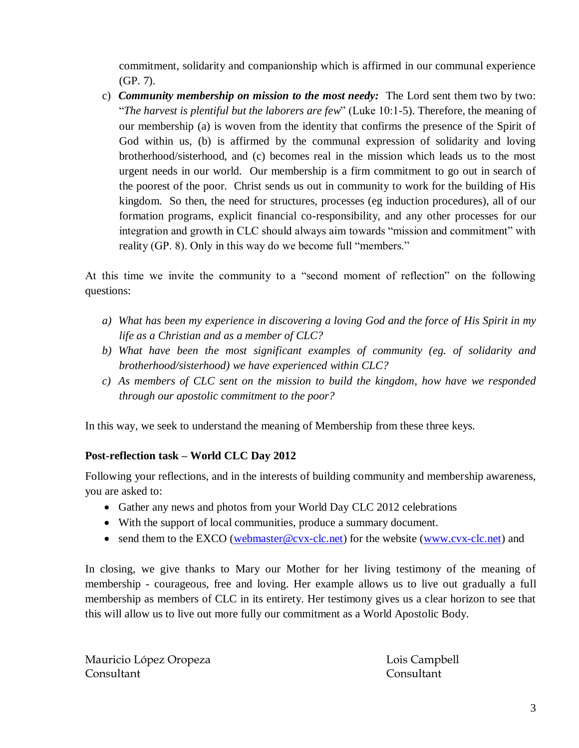commitment, solidarity and companionship which is affirmed in our communal experience (GP. 7).

c) ***Community membership on mission to the most needy:*** The Lord sent them two by two: "*The harvest is plentiful but the laborers are few*" (Luke 10:1-5). Therefore, the meaning of our membership (a) is woven from the identity that confirms the presence of the Spirit of God within us, (b) is affirmed by the communal expression of solidarity and loving brotherhood/sisterhood, and (c) becomes real in the mission which leads us to the most urgent needs in our world. Our membership is a firm commitment to go out in search of the poorest of the poor. Christ sends us out in community to work for the building of His kingdom. So then, the need for structures, processes (eg induction procedures), all of our formation programs, explicit financial co-responsibility, and any other processes for our integration and growth in CLC should always aim towards "mission and commitment" with reality (GP. 8). Only in this way do we become full "members."

At this time we invite the community to a "second moment of reflection" on the following questions:

*a) What has been my experience in discovering a loving God and the force of His Spirit in my life as a Christian and as a member of CLC?*

*b) What have been the most significant examples of community (eg. of solidarity and brotherhood/sisterhood) we have experienced within CLC?*

*c) As members of CLC sent on the mission to build the kingdom, how have we responded through our apostolic commitment to the poor?*

In this way, we seek to understand the meaning of Membership from these three keys.

**Post-reflection task – World CLC Day 2012**

Following your reflections, and in the interests of building community and membership awareness, you are asked to:

- Gather any news and photos from your World Day CLC 2012 celebrations
- With the support of local communities, produce a summary document.
- send them to the EXCO (webmaster@cvx-clc.net) for the website (www.cvx-clc.net) and

In closing, we give thanks to Mary our Mother for her living testimony of the meaning of membership - courageous, free and loving. Her example allows us to live out gradually a full membership as members of CLC in its entirety. Her testimony gives us a clear horizon to see that this will allow us to live out more fully our commitment as a World Apostolic Body.

Mauricio López Oropeza
Consultant

Lois Campbell
Consultant